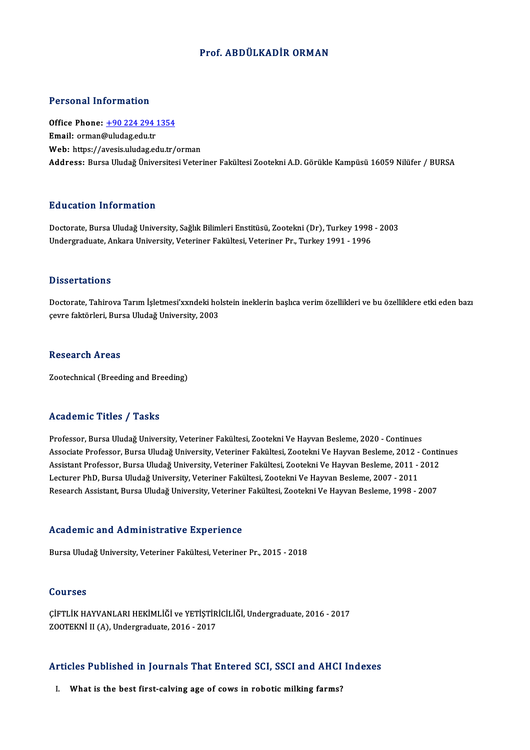# Prof. ABDÜLKADİR ORMAN

## Personal Information

**Office Phone:** +90 224 294 1354
**Email:** orman@uludag.edu.tr
**Web:** https://avesis.uludag.edu.tr/orman
**Address:** Bursa Uludağ Üniversitesi Veteriner Fakültesi Zootekni A.D. Görükle Kampüsü 16059 Nilüfer / BURSA

## Education Information

Doctorate, Bursa Uludağ University, Sağlık Bilimleri Enstitüsü, Zootekni (Dr), Turkey 1998 - 2003
Undergraduate, Ankara University, Veteriner Fakültesi, Veteriner Pr., Turkey 1991 - 1996

## Dissertations

Doctorate, Tahirova Tarım İşletmesi'xxndeki holstein ineklerin başlıca verim özellikleri ve bu özelliklere etki eden bazı çevre faktörleri, Bursa Uludağ University, 2003

## Research Areas

Zootechnical (Breeding and Breeding)

## Academic Titles / Tasks

Professor, Bursa Uludağ University, Veteriner Fakültesi, Zootekni Ve Hayvan Besleme, 2020 - Continues
Associate Professor, Bursa Uludağ University, Veteriner Fakültesi, Zootekni Ve Hayvan Besleme, 2012 - Continues
Assistant Professor, Bursa Uludağ University, Veteriner Fakültesi, Zootekni Ve Hayvan Besleme, 2011 - 2012
Lecturer PhD, Bursa Uludağ University, Veteriner Fakültesi, Zootekni Ve Hayvan Besleme, 2007 - 2011
Research Assistant, Bursa Uludağ University, Veteriner Fakültesi, Zootekni Ve Hayvan Besleme, 1998 - 2007

## Academic and Administrative Experience

Bursa Uludağ University, Veteriner Fakültesi, Veteriner Pr., 2015 - 2018

## Courses

ÇİFTLİK HAYVANLARI HEKİMLİĞİ ve YETİŞTİRİCİLİĞİ, Undergraduate, 2016 - 2017
ZOOTEKNİ II (A), Undergraduate, 2016 - 2017

## Articles Published in Journals That Entered SCI, SSCI and AHCI Indexes

I. **What is the best first-calving age of cows in robotic milking farms?**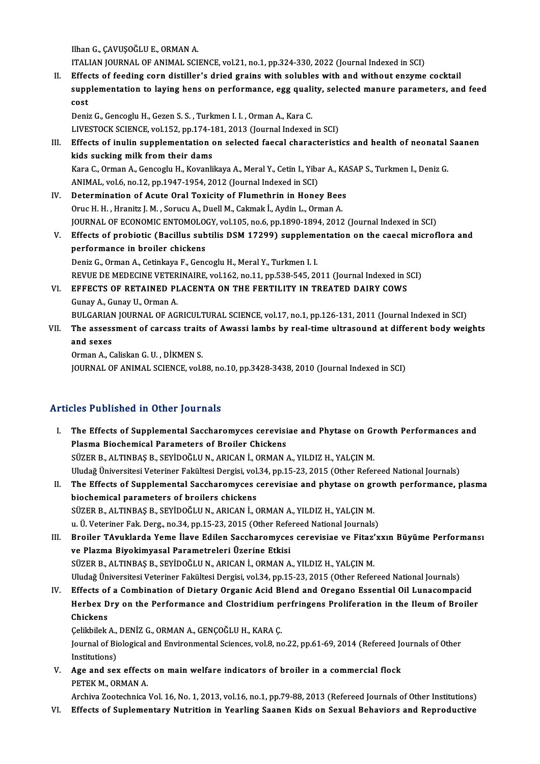Ilhan G., ÇAVUŞOĞLU E., ORMAN A.
ITALIAN JOURNAL OF ANIMAL SCIENCE, vol.21, no.1, pp.324-330, 2022 (Journal Indexed in SCI)

II. **Effects of feeding corn distiller's dried grains with solubles with and without enzyme cocktail supplementation to laying hens on performance, egg quality, selected manure parameters, and feed cost**
Deniz G., Gencoglu H., Gezen S. S. , Turkmen I. I. , Orman A., Kara C.
LIVESTOCK SCIENCE, vol.152, pp.174-181, 2013 (Journal Indexed in SCI)

III. **Effects of inulin supplementation on selected faecal characteristics and health of neonatal Saanen kids sucking milk from their dams**
Kara C., Orman A., Gencoglu H., Kovanlikaya A., Meral Y., Cetin I., Yibar A., KASAP S., Turkmen I., Deniz G.
ANIMAL, vol.6, no.12, pp.1947-1954, 2012 (Journal Indexed in SCI)

IV. **Determination of Acute Oral Toxicity of Flumethrin in Honey Bees**
Oruc H. H. , Hranitz J. M. , Sorucu A., Duell M., Cakmak İ., Aydin L., Orman A.
JOURNAL OF ECONOMIC ENTOMOLOGY, vol.105, no.6, pp.1890-1894, 2012 (Journal Indexed in SCI)

V. **Effects of probiotic (Bacillus subtilis DSM 17299) supplementation on the caecal microflora and performance in broiler chickens**
Deniz G., Orman A., Cetinkaya F., Gencoglu H., Meral Y., Turkmen I. I.
REVUE DE MEDECINE VETERINAIRE, vol.162, no.11, pp.538-545, 2011 (Journal Indexed in SCI)

VI. **EFFECTS OF RETAINED PLACENTA ON THE FERTILITY IN TREATED DAIRY COWS**
Gunay A., Gunay U., Orman A.
BULGARIAN JOURNAL OF AGRICULTURAL SCIENCE, vol.17, no.1, pp.126-131, 2011 (Journal Indexed in SCI)

VII. **The assessment of carcass traits of Awassi lambs by real-time ultrasound at different body weights and sexes**
Orman A., Caliskan G. U. , DİKMEN S.
JOURNAL OF ANIMAL SCIENCE, vol.88, no.10, pp.3428-3438, 2010 (Journal Indexed in SCI)

## Articles Published in Other Journals

I. **The Effects of Supplemental Saccharomyces cerevisiae and Phytase on Growth Performances and Plasma Biochemical Parameters of Broiler Chickens**
SÜZER B., ALTINBAŞ B., SEYİDOĞLU N., ARICAN İ., ORMAN A., YILDIZ H., YALÇIN M.
Uludağ Üniversitesi Veteriner Fakültesi Dergisi, vol.34, pp.15-23, 2015 (Other Refereed National Journals)

II. **The Effects of Supplemental Saccharomyces cerevisiae and phytase on growth performance, plasma biochemical parameters of broilers chickens**
SÜZER B., ALTINBAŞ B., SEYİDOĞLU N., ARICAN İ., ORMAN A., YILDIZ H., YALÇIN M.
u. Ü. Veteriner Fak. Derg., no.34, pp.15-23, 2015 (Other Refereed National Journals)

III. **Broiler TAvuklarda Yeme İlave Edilen Saccharomyces cerevisiae ve Fitaz'xxın Büyüme Performansı ve Plazma Biyokimyasal Parametreleri Üzerine Etkisi**
SÜZER B., ALTINBAŞ B., SEYİDOĞLU N., ARICAN İ., ORMAN A., YILDIZ H., YALÇIN M.
Uludağ Üniversitesi Veteriner Fakültesi Dergisi, vol.34, pp.15-23, 2015 (Other Refereed National Journals)

IV. **Effects of a Combination of Dietary Organic Acid Blend and Oregano Essential Oil Lunacompacid Herbex Dry on the Performance and Clostridium perfringens Proliferation in the Ileum of Broiler Chickens**
Çelikbilek A., DENİZ G., ORMAN A., GENÇOĞLU H., KARA Ç.
Journal of Biological and Environmental Sciences, vol.8, no.22, pp.61-69, 2014 (Refereed Journals of Other Institutions)

V. **Age and sex effects on main welfare indicators of broiler in a commercial flock**
PETEK M., ORMAN A.
Archiva Zootechnica Vol. 16, No. 1, 2013, vol.16, no.1, pp.79-88, 2013 (Refereed Journals of Other Institutions)

VI. **Effects of Suplementary Nutrition in Yearling Saanen Kids on Sexual Behaviors and Reproductive**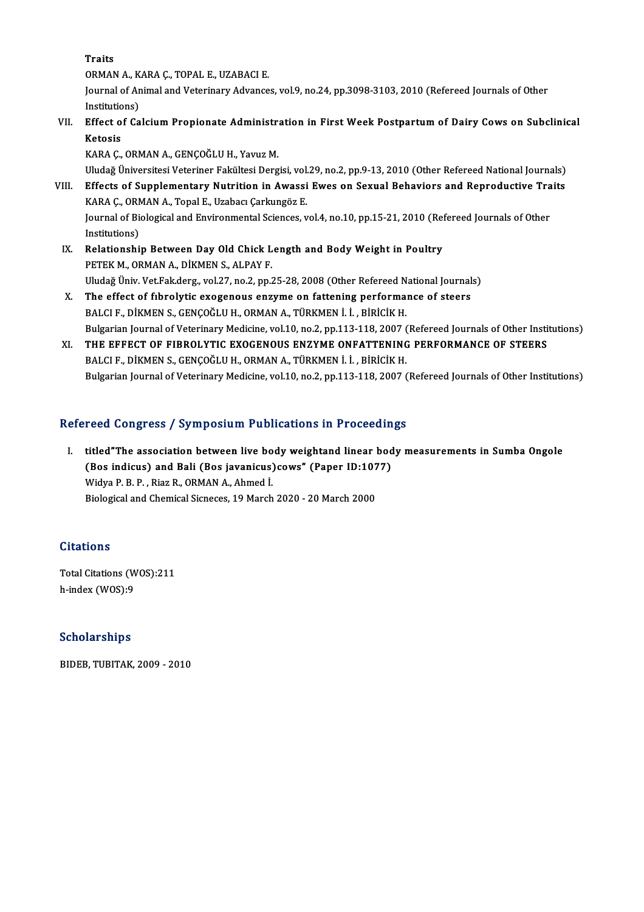**Traits**
ORMAN A., KARA Ç., TOPAL E., UZABACI E.
Journal of Animal and Veterinary Advances, vol.9, no.24, pp.3098-3103, 2010 (Refereed Journals of Other Institutions)

VII. **Effect of Calcium Propionate Administration in First Week Postpartum of Dairy Cows on Subclinical Ketosis**
KARA Ç., ORMAN A., GENÇOĞLU H., Yavuz M.
Uludağ Üniversitesi Veteriner Fakültesi Dergisi, vol.29, no.2, pp.9-13, 2010 (Other Refereed National Journals)

VIII. **Effects of Supplementary Nutrition in Awassi Ewes on Sexual Behaviors and Reproductive Traits**
KARA Ç., ORMAN A., Topal E., Uzabacı Çarkungöz E.
Journal of Biological and Environmental Sciences, vol.4, no.10, pp.15-21, 2010 (Refereed Journals of Other Institutions)

IX. **Relationship Between Day Old Chick Length and Body Weight in Poultry**
PETEK M., ORMAN A., DİKMEN S., ALPAY F.
Uludağ Üniv. Vet.Fak.derg., vol.27, no.2, pp.25-28, 2008 (Other Refereed National Journals)

X. **The effect of fıbrolytic exogenous enzyme on fattening performance of steers**
BALCI F., DİKMEN S., GENÇOĞLU H., ORMAN A., TÜRKMEN İ. İ. , BİRİCİK H.
Bulgarian Journal of Veterinary Medicine, vol.10, no.2, pp.113-118, 2007 (Refereed Journals of Other Institutions)

XI. **THE EFFECT OF FIBROLYTIC EXOGENOUS ENZYME ONFATTENING PERFORMANCE OF STEERS**
BALCI F., DİKMEN S., GENÇOĞLU H., ORMAN A., TÜRKMEN İ. İ. , BİRİCİK H.
Bulgarian Journal of Veterinary Medicine, vol.10, no.2, pp.113-118, 2007 (Refereed Journals of Other Institutions)

## Refereed Congress / Symposium Publications in Proceedings

I. **titled"The association between live body weightand linear body measurements in Sumba Ongole (Bos indicus) and Bali (Bos javanicus)cows" (Paper ID:1077)**
Widya P. B. P. , Riaz R., ORMAN A., Ahmed İ.
Biological and Chemical Sicneces, 19 March 2020 - 20 March 2000

## Citations

Total Citations (WOS):211
h-index (WOS):9

## Scholarships

BIDEB, TUBITAK, 2009 - 2010